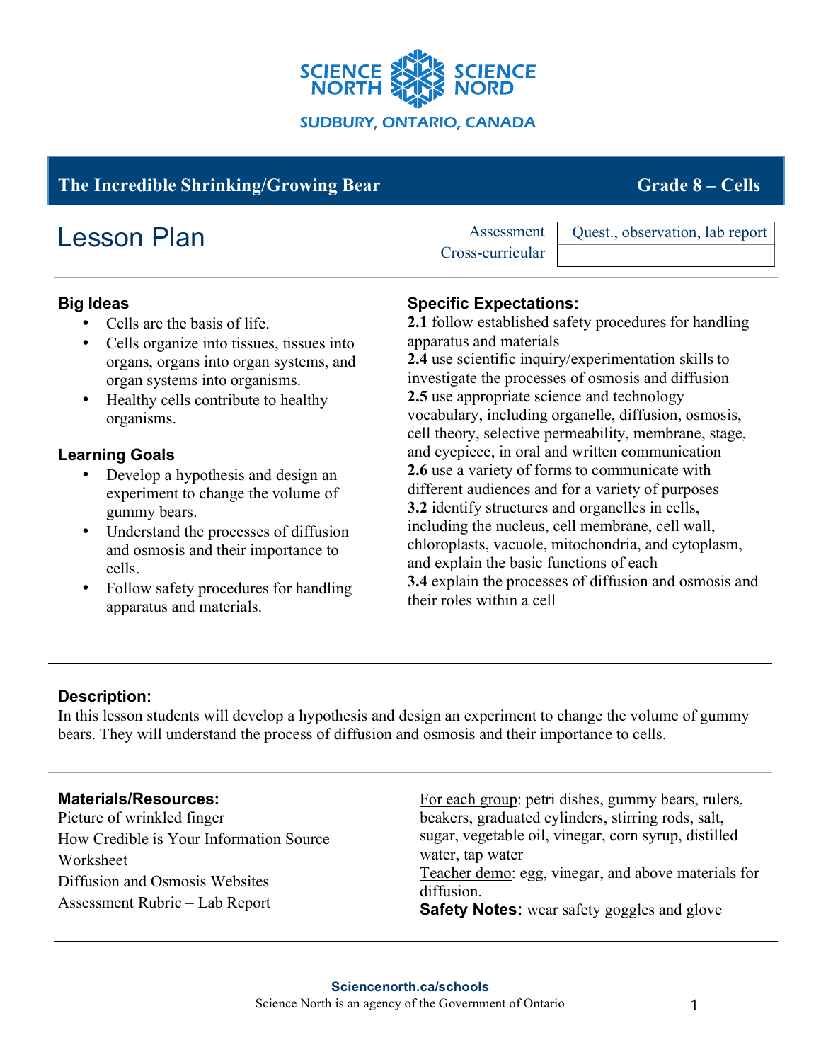SCIENCE NORTH SCIENCE NORD

SUDBURY, ONTARIO, CANADA

## The Incredible Shrinking/Growing Bear — Grade 8 – Cells

# Lesson Plan

| Assessment | Quest., observation, lab report |
| --- | --- |
| Cross-curricular | |

### Big Ideas

- Cells are the basis of life.
- Cells organize into tissues, tissues into organs, organs into organ systems, and organ systems into organisms.
- Healthy cells contribute to healthy organisms.

### Learning Goals

- Develop a hypothesis and design an experiment to change the volume of gummy bears.
- Understand the processes of diffusion and osmosis and their importance to cells.
- Follow safety procedures for handling apparatus and materials.

### Specific Expectations:

**2.1** follow established safety procedures for handling apparatus and materials
**2.4** use scientific inquiry/experimentation skills to investigate the processes of osmosis and diffusion
**2.5** use appropriate science and technology vocabulary, including organelle, diffusion, osmosis, cell theory, selective permeability, membrane, stage, and eyepiece, in oral and written communication
**2.6** use a variety of forms to communicate with different audiences and for a variety of purposes
**3.2** identify structures and organelles in cells, including the nucleus, cell membrane, cell wall, chloroplasts, vacuole, mitochondria, and cytoplasm, and explain the basic functions of each
**3.4** explain the processes of diffusion and osmosis and their roles within a cell

### Description:

In this lesson students will develop a hypothesis and design an experiment to change the volume of gummy bears. They will understand the process of diffusion and osmosis and their importance to cells.

### Materials/Resources:

Picture of wrinkled finger
How Credible is Your Information Source Worksheet
Diffusion and Osmosis Websites
Assessment Rubric – Lab Report

For each group: petri dishes, gummy bears, rulers, beakers, graduated cylinders, stirring rods, salt, sugar, vegetable oil, vinegar, corn syrup, distilled water, tap water
Teacher demo: egg, vinegar, and above materials for diffusion.
**Safety Notes:** wear safety goggles and glove

**Sciencenorth.ca/schools**
Science North is an agency of the Government of Ontario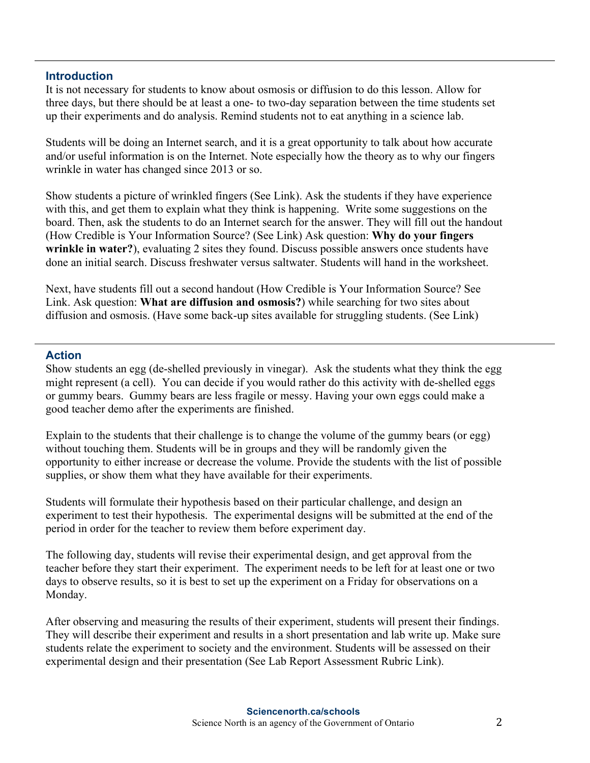## Introduction

It is not necessary for students to know about osmosis or diffusion to do this lesson. Allow for three days, but there should be at least a one- to two-day separation between the time students set up their experiments and do analysis. Remind students not to eat anything in a science lab.

Students will be doing an Internet search, and it is a great opportunity to talk about how accurate and/or useful information is on the Internet. Note especially how the theory as to why our fingers wrinkle in water has changed since 2013 or so.

Show students a picture of wrinkled fingers (See Link). Ask the students if they have experience with this, and get them to explain what they think is happening. Write some suggestions on the board. Then, ask the students to do an Internet search for the answer. They will fill out the handout (How Credible is Your Information Source? (See Link) Ask question: **Why do your fingers wrinkle in water?**), evaluating 2 sites they found. Discuss possible answers once students have done an initial search. Discuss freshwater versus saltwater. Students will hand in the worksheet.

Next, have students fill out a second handout (How Credible is Your Information Source? See Link. Ask question: **What are diffusion and osmosis?**) while searching for two sites about diffusion and osmosis. (Have some back-up sites available for struggling students. (See Link)

## Action

Show students an egg (de-shelled previously in vinegar). Ask the students what they think the egg might represent (a cell). You can decide if you would rather do this activity with de-shelled eggs or gummy bears. Gummy bears are less fragile or messy. Having your own eggs could make a good teacher demo after the experiments are finished.

Explain to the students that their challenge is to change the volume of the gummy bears (or egg) without touching them. Students will be in groups and they will be randomly given the opportunity to either increase or decrease the volume. Provide the students with the list of possible supplies, or show them what they have available for their experiments.

Students will formulate their hypothesis based on their particular challenge, and design an experiment to test their hypothesis. The experimental designs will be submitted at the end of the period in order for the teacher to review them before experiment day.

The following day, students will revise their experimental design, and get approval from the teacher before they start their experiment. The experiment needs to be left for at least one or two days to observe results, so it is best to set up the experiment on a Friday for observations on a Monday.

After observing and measuring the results of their experiment, students will present their findings. They will describe their experiment and results in a short presentation and lab write up. Make sure students relate the experiment to society and the environment. Students will be assessed on their experimental design and their presentation (See Lab Report Assessment Rubric Link).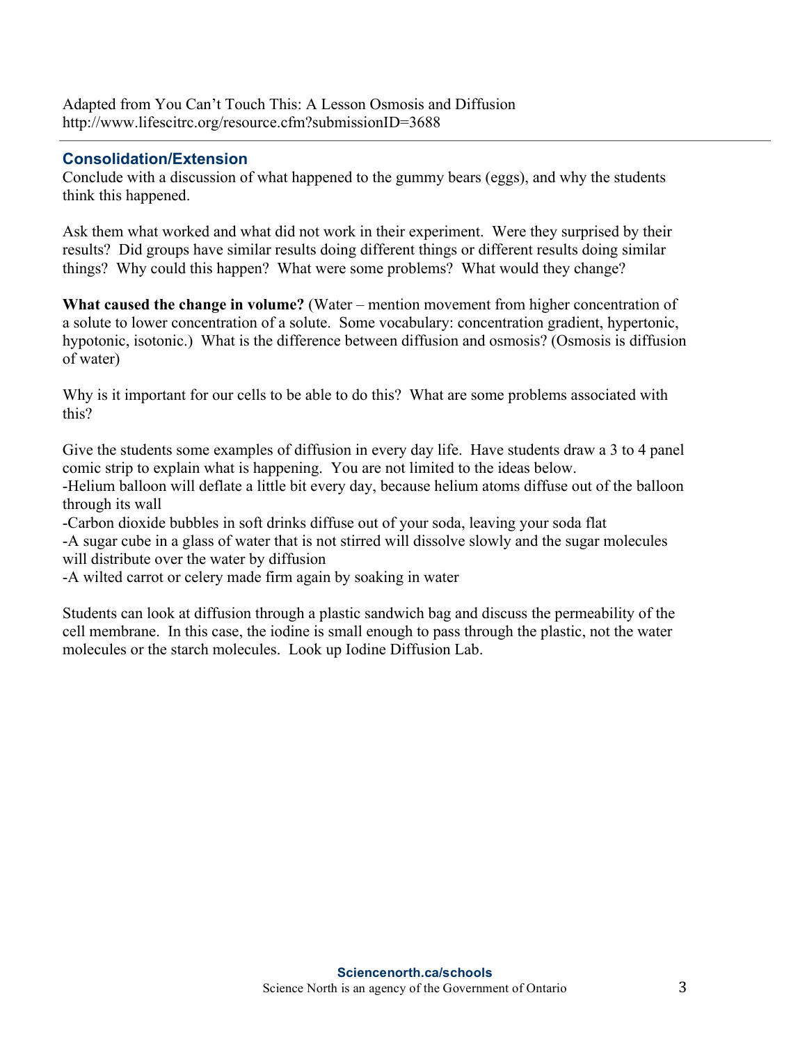Adapted from You Can't Touch This: A Lesson Osmosis and Diffusion
http://www.lifescitrc.org/resource.cfm?submissionID=3688

---

## Consolidation/Extension

Conclude with a discussion of what happened to the gummy bears (eggs), and why the students think this happened.

Ask them what worked and what did not work in their experiment. Were they surprised by their results? Did groups have similar results doing different things or different results doing similar things? Why could this happen? What were some problems? What would they change?

**What caused the change in volume?** (Water – mention movement from higher concentration of a solute to lower concentration of a solute. Some vocabulary: concentration gradient, hypertonic, hypotonic, isotonic.) What is the difference between diffusion and osmosis? (Osmosis is diffusion of water)

Why is it important for our cells to be able to do this? What are some problems associated with this?

Give the students some examples of diffusion in every day life. Have students draw a 3 to 4 panel comic strip to explain what is happening. You are not limited to the ideas below.

-Helium balloon will deflate a little bit every day, because helium atoms diffuse out of the balloon through its wall
-Carbon dioxide bubbles in soft drinks diffuse out of your soda, leaving your soda flat
-A sugar cube in a glass of water that is not stirred will dissolve slowly and the sugar molecules will distribute over the water by diffusion
-A wilted carrot or celery made firm again by soaking in water

Students can look at diffusion through a plastic sandwich bag and discuss the permeability of the cell membrane. In this case, the iodine is small enough to pass through the plastic, not the water molecules or the starch molecules. Look up Iodine Diffusion Lab.